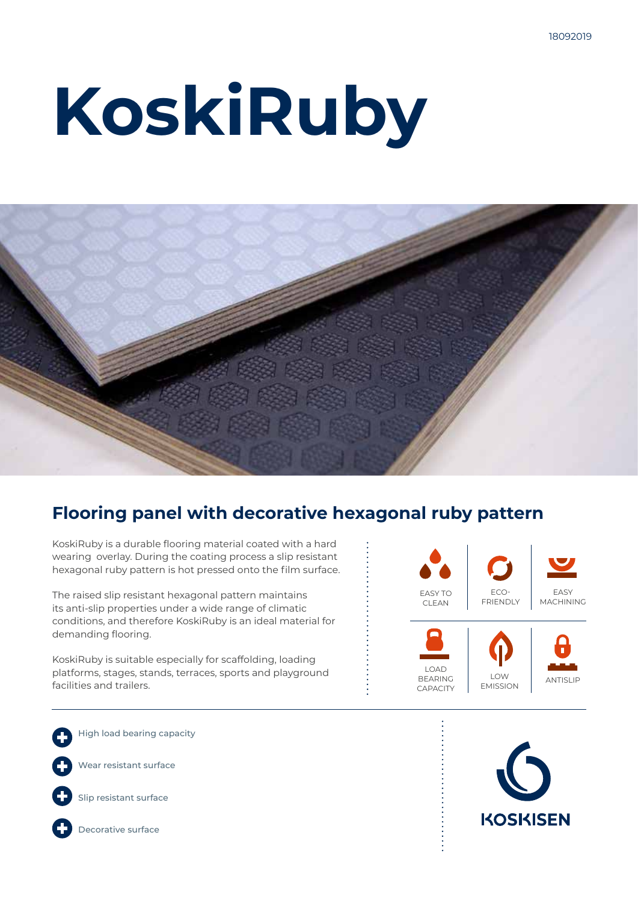18092019

# KoskiRuby

## Flooring panel with decorative hexagonal ruby pattern

KoskiRuby is a durable flooring material coated with a hard wearing overlay. During the coating process a slip resistant hexagonal ruby pattern is hot pressed onto the film surface.

The raised slip resistant hexagonal pattern maintains its anti-slip properties under a wide range of climatic conditions, and therefore KoskiRuby is an ideal material for demanding flooring.

KoskiRuby is suitable especially for scaffolding, loading platforms, stages, stands, terraces, sports and playground facilities and trailers.

EASY TO CLEAN | ECO-FRIENDLY | EASY MACHINING | LOAD BEARING CAPACITY | LOW EMISSION | ANTISLIP

- High load bearing capacity
- Wear resistant surface
- Slip resistant surface
- Decorative surface

KOSKISEN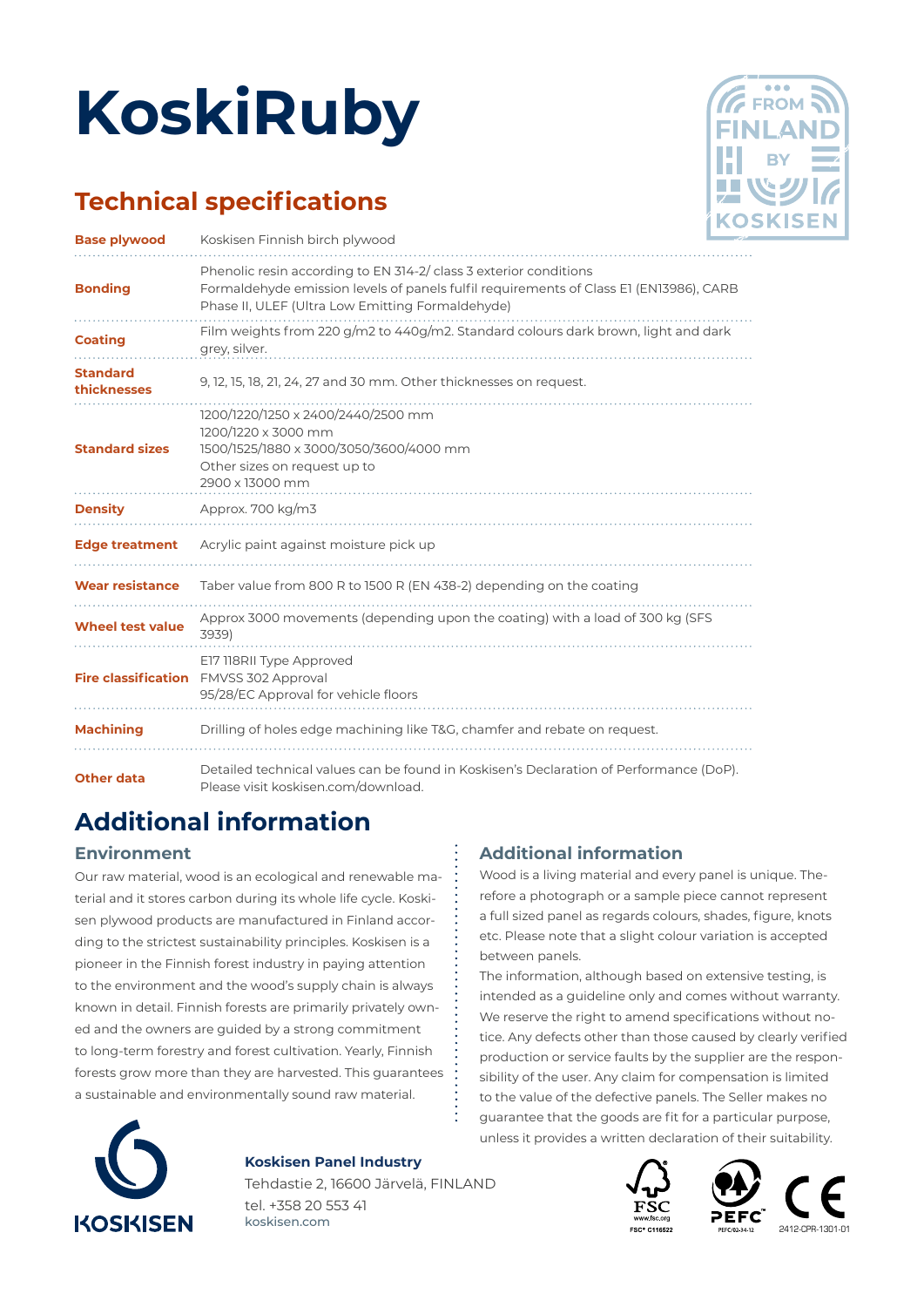# KoskiRuby

## Technical specifications

| | |
|---|---|
| **Base plywood** | Koskisen Finnish birch plywood |
| **Bonding** | Phenolic resin according to EN 314-2/ class 3 exterior conditions<br>Formaldehyde emission levels of panels fulfil requirements of Class E1 (EN13986), CARB Phase II, ULEF (Ultra Low Emitting Formaldehyde) |
| **Coating** | Film weights from 220 g/m2 to 440g/m2. Standard colours dark brown, light and dark grey, silver. |
| **Standard thicknesses** | 9, 12, 15, 18, 21, 24, 27 and 30 mm. Other thicknesses on request. |
| **Standard sizes** | 1200/1220/1250 x 2400/2440/2500 mm<br>1200/1220 x 3000 mm<br>1500/1525/1880 x 3000/3050/3600/4000 mm<br>Other sizes on request up to<br>2900 x 13000 mm |
| **Density** | Approx. 700 kg/m3 |
| **Edge treatment** | Acrylic paint against moisture pick up |
| **Wear resistance** | Taber value from 800 R to 1500 R (EN 438-2) depending on the coating |
| **Wheel test value** | Approx 3000 movements (depending upon the coating) with a load of 300 kg (SFS 3939) |
| **Fire classification** | E17 118RII Type Approved<br>FMVSS 302 Approval<br>95/28/EC Approval for vehicle floors |
| **Machining** | Drilling of holes edge machining like T&G, chamfer and rebate on request. |
| **Other data** | Detailed technical values can be found in Koskisen's Declaration of Performance (DoP). Please visit koskisen.com/download. |

## Additional information

### Environment

Our raw material, wood is an ecological and renewable material and it stores carbon during its whole life cycle. Koskisen plywood products are manufactured in Finland according to the strictest sustainability principles. Koskisen is a pioneer in the Finnish forest industry in paying attention to the environment and the wood's supply chain is always known in detail. Finnish forests are primarily privately owned and the owners are guided by a strong commitment to long-term forestry and forest cultivation. Yearly, Finnish forests grow more than they are harvested. This guarantees a sustainable and environmentally sound raw material.

### Additional information

Wood is a living material and every panel is unique. Therefore a photograph or a sample piece cannot represent a full sized panel as regards colours, shades, figure, knots etc. Please note that a slight colour variation is accepted between panels.

The information, although based on extensive testing, is intended as a guideline only and comes without warranty. We reserve the right to amend specifications without notice. Any defects other than those caused by clearly verified production or service faults by the supplier are the responsibility of the user. Any claim for compensation is limited to the value of the defective panels. The Seller makes no guarantee that the goods are fit for a particular purpose, unless it provides a written declaration of their suitability.

**Koskisen Panel Industry**
Tehdastie 2, 16600 Järvelä, FINLAND
tel. +358 20 553 41
koskisen.com

FSC® C116522 PEFC/02-34-12 2412-CPR-1301-01